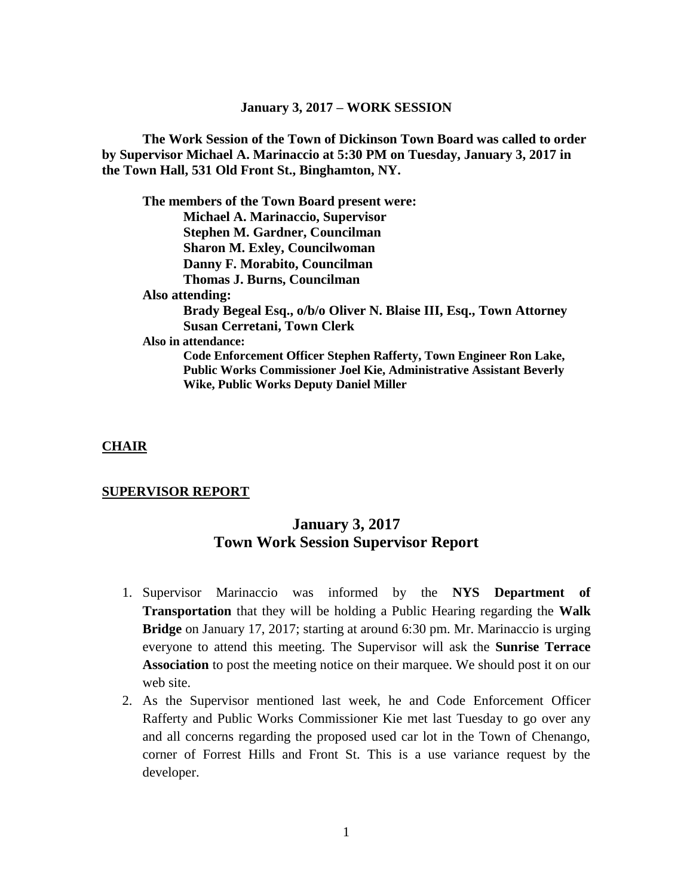**January 3, 2017 – WORK SESSION**

**The Work Session of the Town of Dickinson Town Board was called to order by Supervisor Michael A. Marinaccio at 5:30 PM on Tuesday, January 3, 2017 in the Town Hall, 531 Old Front St., Binghamton, NY.**

**The members of the Town Board present were:**

- **Michael A. Marinaccio, Supervisor**
- **Stephen M. Gardner, Councilman**
- **Sharon M. Exley, Councilwoman**
- **Danny F. Morabito, Councilman**
- **Thomas J. Burns, Councilman**

**Also attending:**

- **Brady Begeal Esq., o/b/o Oliver N. Blaise III, Esq., Town Attorney**
- **Susan Cerretani, Town Clerk**

**Also in attendance:**

**Code Enforcement Officer Stephen Rafferty, Town Engineer Ron Lake, Public Works Commissioner Joel Kie, Administrative Assistant Beverly Wike, Public Works Deputy Daniel Miller**

## CHAIR

## SUPERVISOR REPORT

## January 3, 2017
## Town Work Session Supervisor Report

1. Supervisor Marinaccio was informed by the **NYS Department of Transportation** that they will be holding a Public Hearing regarding the **Walk Bridge** on January 17, 2017; starting at around 6:30 pm. Mr. Marinaccio is urging everyone to attend this meeting. The Supervisor will ask the **Sunrise Terrace Association** to post the meeting notice on their marquee. We should post it on our web site.
2. As the Supervisor mentioned last week, he and Code Enforcement Officer Rafferty and Public Works Commissioner Kie met last Tuesday to go over any and all concerns regarding the proposed used car lot in the Town of Chenango, corner of Forrest Hills and Front St. This is a use variance request by the developer.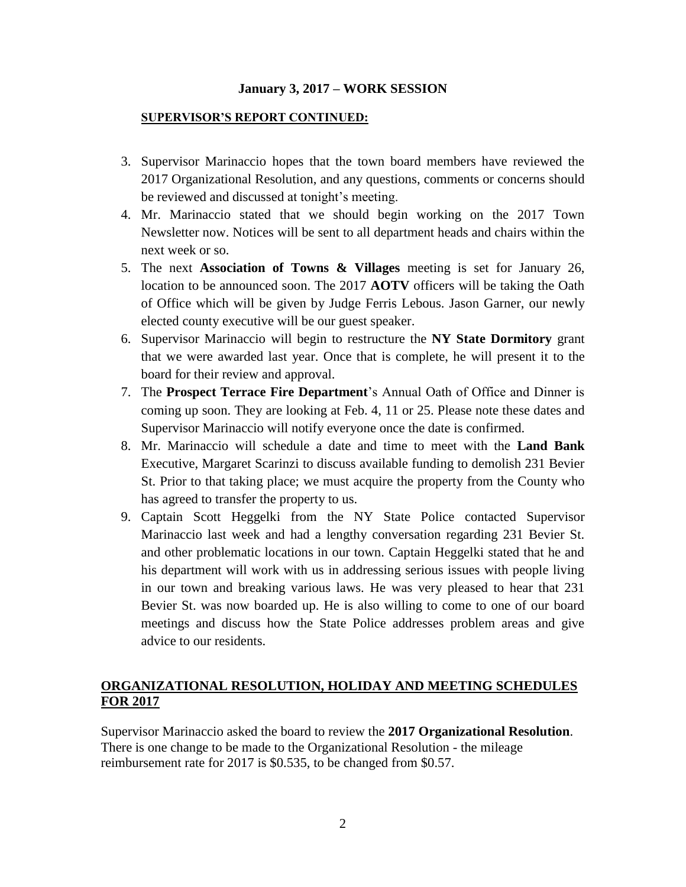## January 3, 2017 – WORK SESSION

**SUPERVISOR'S REPORT CONTINUED:**

3. Supervisor Marinaccio hopes that the town board members have reviewed the 2017 Organizational Resolution, and any questions, comments or concerns should be reviewed and discussed at tonight's meeting.
4. Mr. Marinaccio stated that we should begin working on the 2017 Town Newsletter now. Notices will be sent to all department heads and chairs within the next week or so.
5. The next **Association of Towns & Villages** meeting is set for January 26, location to be announced soon. The 2017 **AOTV** officers will be taking the Oath of Office which will be given by Judge Ferris Lebous. Jason Garner, our newly elected county executive will be our guest speaker.
6. Supervisor Marinaccio will begin to restructure the **NY State Dormitory** grant that we were awarded last year. Once that is complete, he will present it to the board for their review and approval.
7. The **Prospect Terrace Fire Department**'s Annual Oath of Office and Dinner is coming up soon. They are looking at Feb. 4, 11 or 25. Please note these dates and Supervisor Marinaccio will notify everyone once the date is confirmed.
8. Mr. Marinaccio will schedule a date and time to meet with the **Land Bank** Executive, Margaret Scarinzi to discuss available funding to demolish 231 Bevier St. Prior to that taking place; we must acquire the property from the County who has agreed to transfer the property to us.
9. Captain Scott Heggelki from the NY State Police contacted Supervisor Marinaccio last week and had a lengthy conversation regarding 231 Bevier St. and other problematic locations in our town. Captain Heggelki stated that he and his department will work with us in addressing serious issues with people living in our town and breaking various laws. He was very pleased to hear that 231 Bevier St. was now boarded up. He is also willing to come to one of our board meetings and discuss how the State Police addresses problem areas and give advice to our residents.

## ORGANIZATIONAL RESOLUTION, HOLIDAY AND MEETING SCHEDULES FOR 2017

Supervisor Marinaccio asked the board to review the **2017 Organizational Resolution**. There is one change to be made to the Organizational Resolution - the mileage reimbursement rate for 2017 is $0.535, to be changed from $0.57.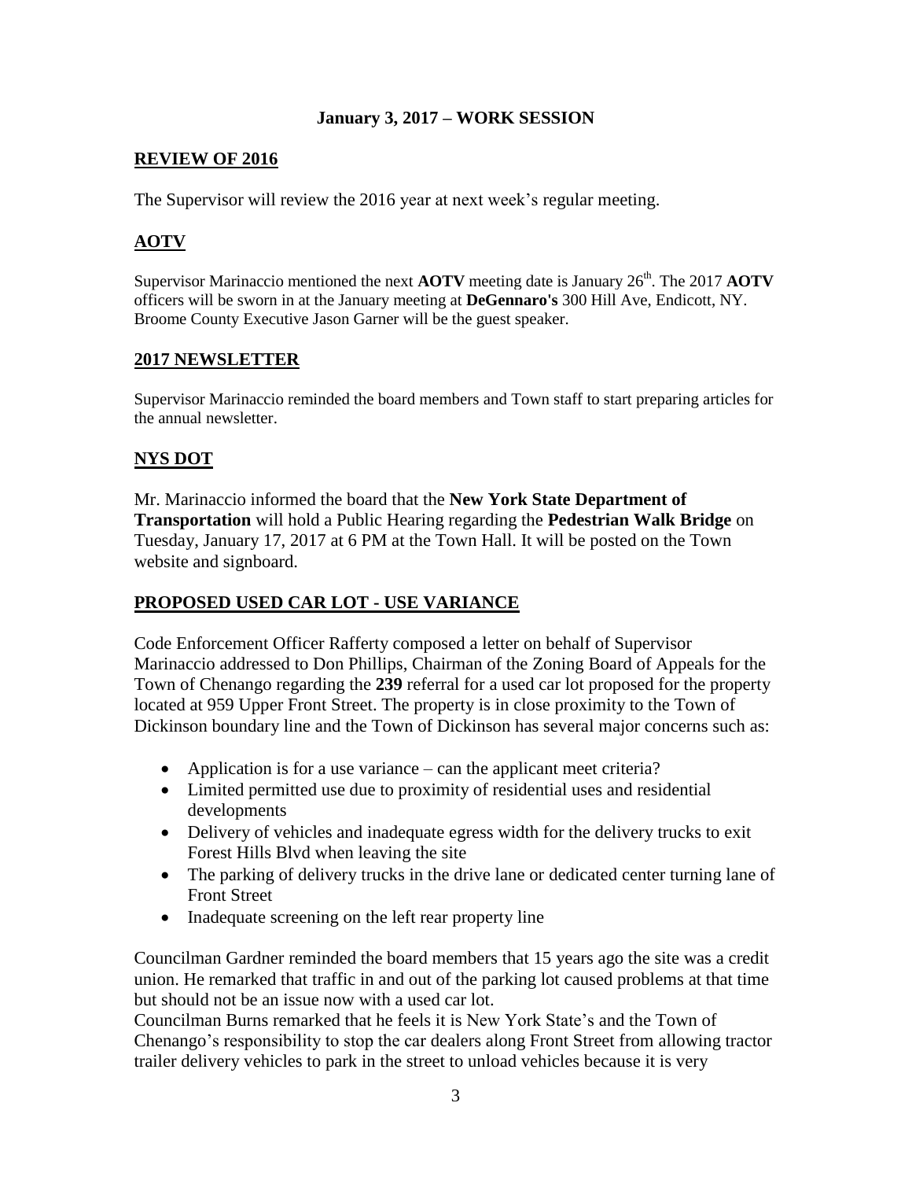**January 3, 2017 – WORK SESSION**

## REVIEW OF 2016

The Supervisor will review the 2016 year at next week's regular meeting.

## AOTV

Supervisor Marinaccio mentioned the next **AOTV** meeting date is January 26th. The 2017 **AOTV** officers will be sworn in at the January meeting at **DeGennaro's** 300 Hill Ave, Endicott, NY. Broome County Executive Jason Garner will be the guest speaker.

## 2017 NEWSLETTER

Supervisor Marinaccio reminded the board members and Town staff to start preparing articles for the annual newsletter.

## NYS DOT

Mr. Marinaccio informed the board that the **New York State Department of Transportation** will hold a Public Hearing regarding the **Pedestrian Walk Bridge** on Tuesday, January 17, 2017 at 6 PM at the Town Hall. It will be posted on the Town website and signboard.

## PROPOSED USED CAR LOT - USE VARIANCE

Code Enforcement Officer Rafferty composed a letter on behalf of Supervisor Marinaccio addressed to Don Phillips, Chairman of the Zoning Board of Appeals for the Town of Chenango regarding the **239** referral for a used car lot proposed for the property located at 959 Upper Front Street. The property is in close proximity to the Town of Dickinson boundary line and the Town of Dickinson has several major concerns such as:

- Application is for a use variance – can the applicant meet criteria?
- Limited permitted use due to proximity of residential uses and residential developments
- Delivery of vehicles and inadequate egress width for the delivery trucks to exit Forest Hills Blvd when leaving the site
- The parking of delivery trucks in the drive lane or dedicated center turning lane of Front Street
- Inadequate screening on the left rear property line

Councilman Gardner reminded the board members that 15 years ago the site was a credit union. He remarked that traffic in and out of the parking lot caused problems at that time but should not be an issue now with a used car lot.

Councilman Burns remarked that he feels it is New York State's and the Town of Chenango's responsibility to stop the car dealers along Front Street from allowing tractor trailer delivery vehicles to park in the street to unload vehicles because it is very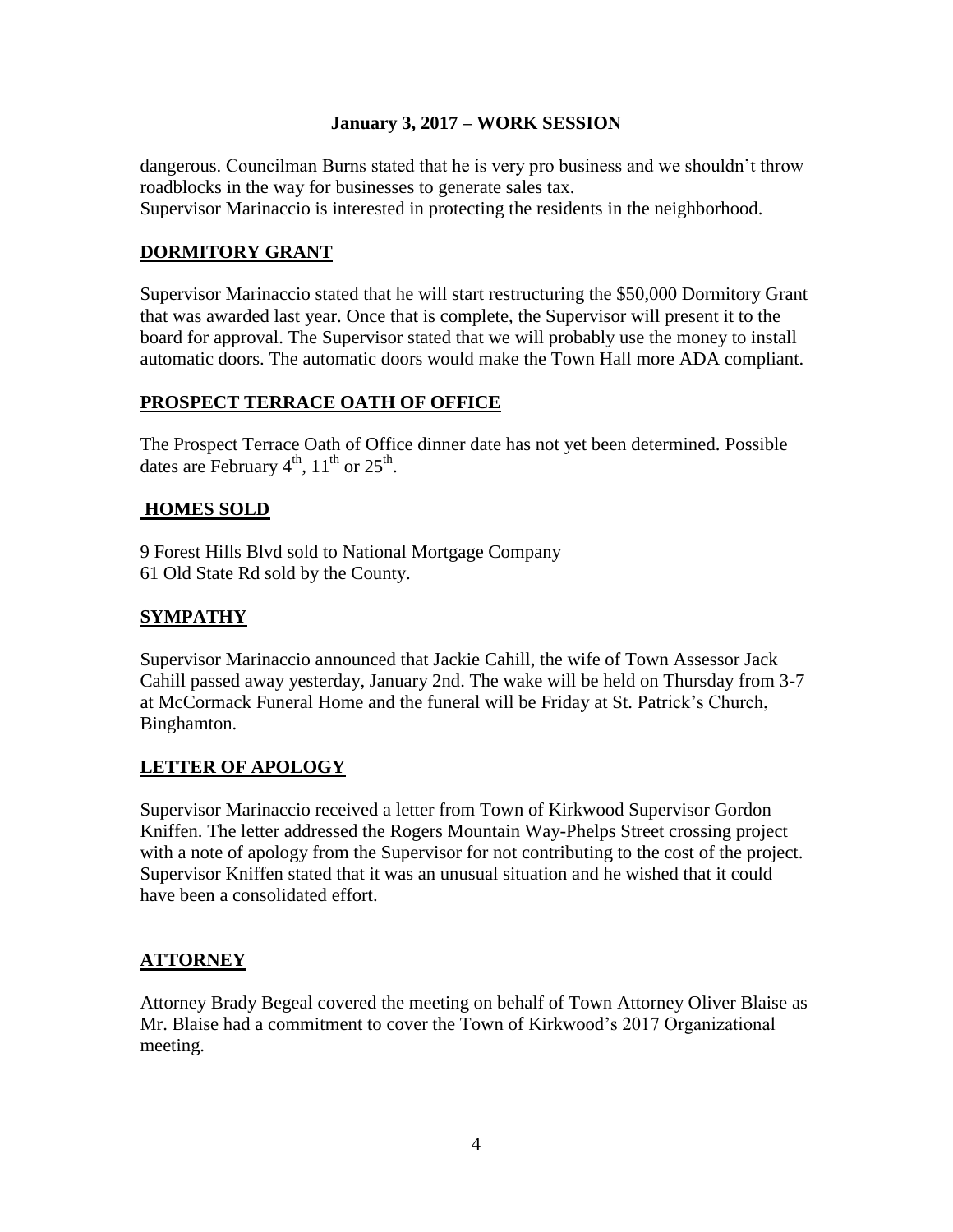dangerous. Councilman Burns stated that he is very pro business and we shouldn't throw roadblocks in the way for businesses to generate sales tax.
Supervisor Marinaccio is interested in protecting the residents in the neighborhood.

## DORMITORY GRANT

Supervisor Marinaccio stated that he will start restructuring the $50,000 Dormitory Grant that was awarded last year. Once that is complete, the Supervisor will present it to the board for approval. The Supervisor stated that we will probably use the money to install automatic doors. The automatic doors would make the Town Hall more ADA compliant.

## PROSPECT TERRACE OATH OF OFFICE

The Prospect Terrace Oath of Office dinner date has not yet been determined. Possible dates are February 4th, 11th or 25th.

## HOMES SOLD

9 Forest Hills Blvd sold to National Mortgage Company
61 Old State Rd sold by the County.

## SYMPATHY

Supervisor Marinaccio announced that Jackie Cahill, the wife of Town Assessor Jack Cahill passed away yesterday, January 2nd. The wake will be held on Thursday from 3-7 at McCormack Funeral Home and the funeral will be Friday at St. Patrick's Church, Binghamton.

## LETTER OF APOLOGY

Supervisor Marinaccio received a letter from Town of Kirkwood Supervisor Gordon Kniffen. The letter addressed the Rogers Mountain Way-Phelps Street crossing project with a note of apology from the Supervisor for not contributing to the cost of the project. Supervisor Kniffen stated that it was an unusual situation and he wished that it could have been a consolidated effort.

## ATTORNEY

Attorney Brady Begeal covered the meeting on behalf of Town Attorney Oliver Blaise as Mr. Blaise had a commitment to cover the Town of Kirkwood's 2017 Organizational meeting.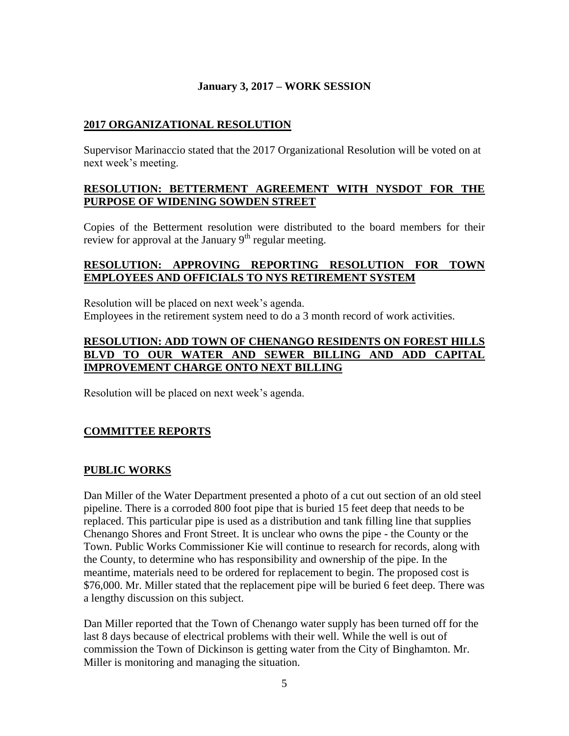## January 3, 2017 – WORK SESSION

**2017 ORGANIZATIONAL RESOLUTION**

Supervisor Marinaccio stated that the 2017 Organizational Resolution will be voted on at next week's meeting.

**RESOLUTION: BETTERMENT AGREEMENT WITH NYSDOT FOR THE PURPOSE OF WIDENING SOWDEN STREET**

Copies of the Betterment resolution were distributed to the board members for their review for approval at the January 9th regular meeting.

**RESOLUTION: APPROVING REPORTING RESOLUTION FOR TOWN EMPLOYEES AND OFFICIALS TO NYS RETIREMENT SYSTEM**

Resolution will be placed on next week's agenda.
Employees in the retirement system need to do a 3 month record of work activities.

**RESOLUTION: ADD TOWN OF CHENANGO RESIDENTS ON FOREST HILLS BLVD TO OUR WATER AND SEWER BILLING AND ADD CAPITAL IMPROVEMENT CHARGE ONTO NEXT BILLING**

Resolution will be placed on next week's agenda.

**COMMITTEE REPORTS**

**PUBLIC WORKS**

Dan Miller of the Water Department presented a photo of a cut out section of an old steel pipeline. There is a corroded 800 foot pipe that is buried 15 feet deep that needs to be replaced. This particular pipe is used as a distribution and tank filling line that supplies Chenango Shores and Front Street. It is unclear who owns the pipe - the County or the Town. Public Works Commissioner Kie will continue to research for records, along with the County, to determine who has responsibility and ownership of the pipe. In the meantime, materials need to be ordered for replacement to begin. The proposed cost is $76,000. Mr. Miller stated that the replacement pipe will be buried 6 feet deep. There was a lengthy discussion on this subject.

Dan Miller reported that the Town of Chenango water supply has been turned off for the last 8 days because of electrical problems with their well. While the well is out of commission the Town of Dickinson is getting water from the City of Binghamton. Mr. Miller is monitoring and managing the situation.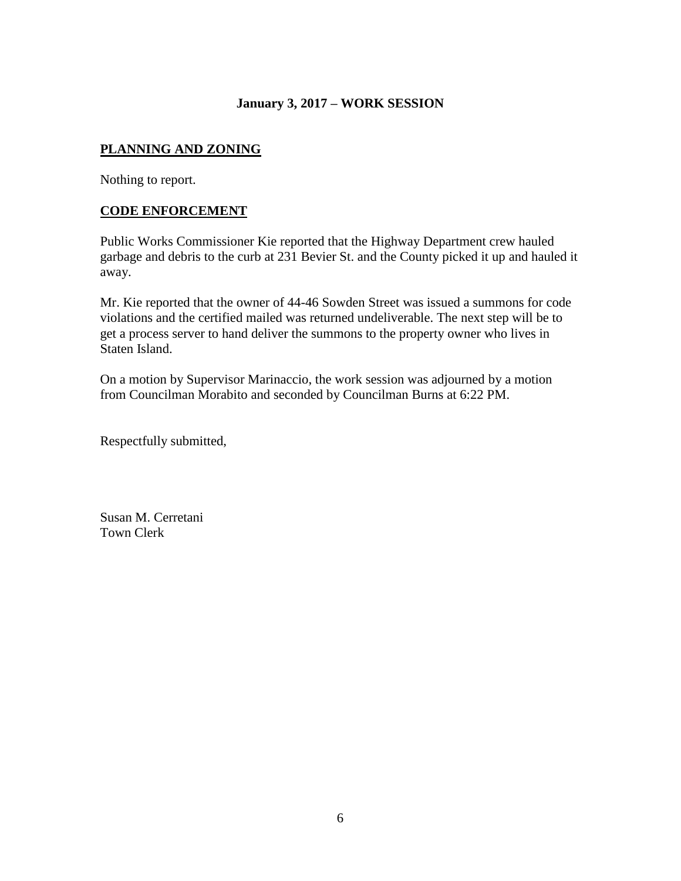**January 3, 2017 – WORK SESSION**

## PLANNING AND ZONING

Nothing to report.

## CODE ENFORCEMENT

Public Works Commissioner Kie reported that the Highway Department crew hauled garbage and debris to the curb at 231 Bevier St. and the County picked it up and hauled it away.

Mr. Kie reported that the owner of 44-46 Sowden Street was issued a summons for code violations and the certified mailed was returned undeliverable. The next step will be to get a process server to hand deliver the summons to the property owner who lives in Staten Island.

On a motion by Supervisor Marinaccio, the work session was adjourned by a motion from Councilman Morabito and seconded by Councilman Burns at 6:22 PM.

Respectfully submitted,

Susan M. Cerretani
Town Clerk